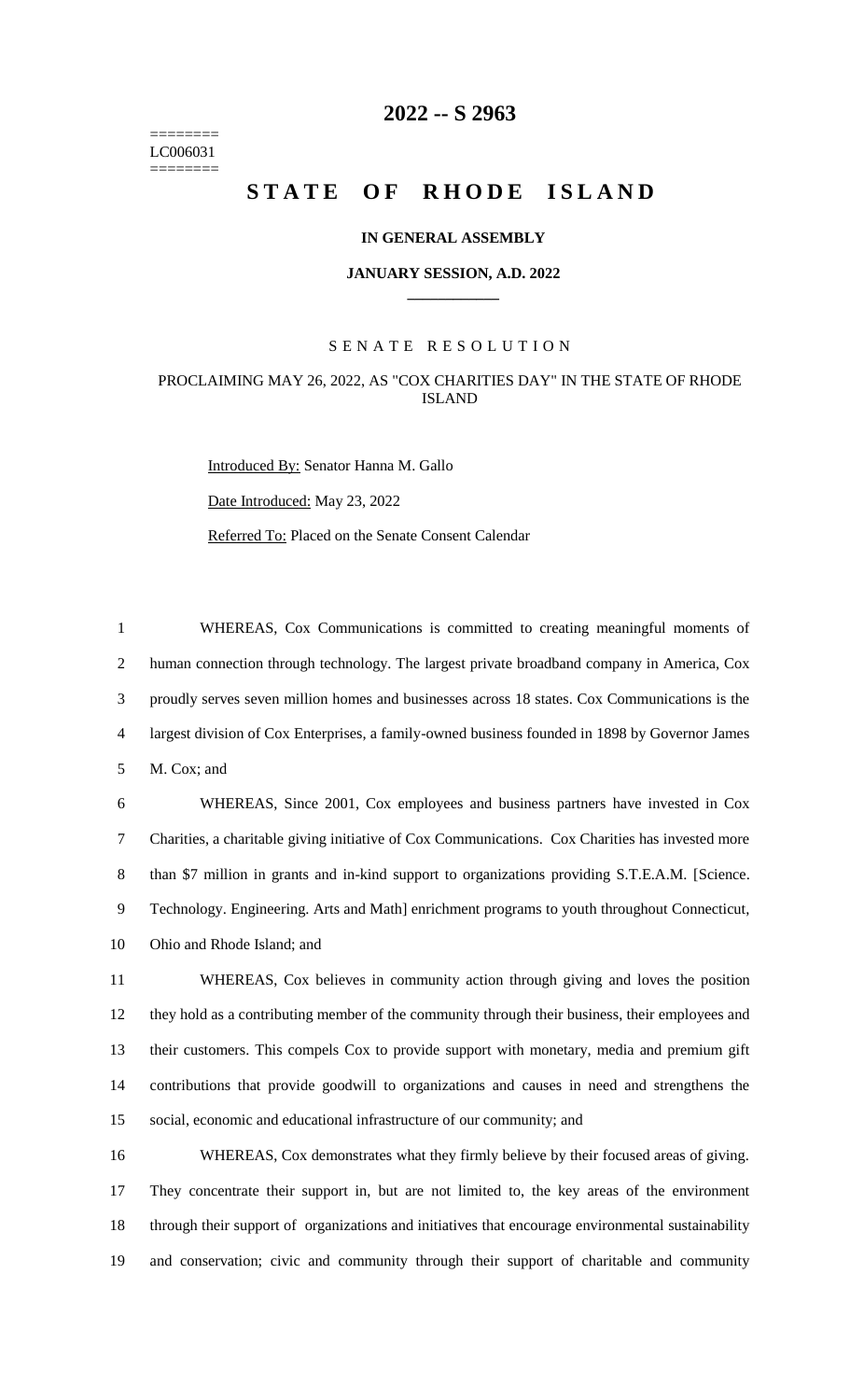# 2022 -- S 2963

========
LC006031
========

## STATE OF RHODE ISLAND

### IN GENERAL ASSEMBLY

### JANUARY SESSION, A.D. 2022

---

SENATE RESOLUTION

PROCLAIMING MAY 26, 2022, AS "COX CHARITIES DAY" IN THE STATE OF RHODE ISLAND

Introduced By: Senator Hanna M. Gallo

Date Introduced: May 23, 2022

Referred To: Placed on the Senate Consent Calendar

WHEREAS, Cox Communications is committed to creating meaningful moments of human connection through technology. The largest private broadband company in America, Cox proudly serves seven million homes and businesses across 18 states. Cox Communications is the largest division of Cox Enterprises, a family-owned business founded in 1898 by Governor James M. Cox; and

WHEREAS, Since 2001, Cox employees and business partners have invested in Cox Charities, a charitable giving initiative of Cox Communications. Cox Charities has invested more than $7 million in grants and in-kind support to organizations providing S.T.E.A.M. [Science. Technology. Engineering. Arts and Math] enrichment programs to youth throughout Connecticut, Ohio and Rhode Island; and

WHEREAS, Cox believes in community action through giving and loves the position they hold as a contributing member of the community through their business, their employees and their customers. This compels Cox to provide support with monetary, media and premium gift contributions that provide goodwill to organizations and causes in need and strengthens the social, economic and educational infrastructure of our community; and

WHEREAS, Cox demonstrates what they firmly believe by their focused areas of giving. They concentrate their support in, but are not limited to, the key areas of the environment through their support of organizations and initiatives that encourage environmental sustainability and conservation; civic and community through their support of charitable and community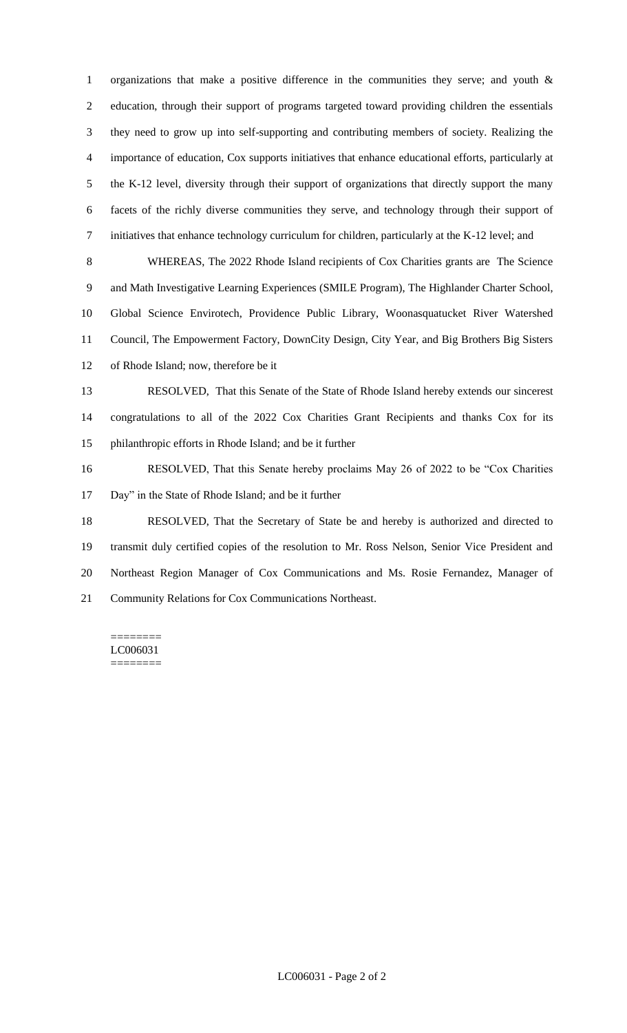organizations that make a positive difference in the communities they serve; and youth & education, through their support of programs targeted toward providing children the essentials they need to grow up into self-supporting and contributing members of society. Realizing the importance of education, Cox supports initiatives that enhance educational efforts, particularly at the K-12 level, diversity through their support of organizations that directly support the many facets of the richly diverse communities they serve, and technology through their support of initiatives that enhance technology curriculum for children, particularly at the K-12 level; and

WHEREAS, The 2022 Rhode Island recipients of Cox Charities grants are The Science and Math Investigative Learning Experiences (SMILE Program), The Highlander Charter School, Global Science Envirotech, Providence Public Library, Woonasquatucket River Watershed Council, The Empowerment Factory, DownCity Design, City Year, and Big Brothers Big Sisters of Rhode Island; now, therefore be it

RESOLVED, That this Senate of the State of Rhode Island hereby extends our sincerest congratulations to all of the 2022 Cox Charities Grant Recipients and thanks Cox for its philanthropic efforts in Rhode Island; and be it further

RESOLVED, That this Senate hereby proclaims May 26 of 2022 to be "Cox Charities Day" in the State of Rhode Island; and be it further

RESOLVED, That the Secretary of State be and hereby is authorized and directed to transmit duly certified copies of the resolution to Mr. Ross Nelson, Senior Vice President and Northeast Region Manager of Cox Communications and Ms. Rosie Fernandez, Manager of Community Relations for Cox Communications Northeast.

========
LC006031
========